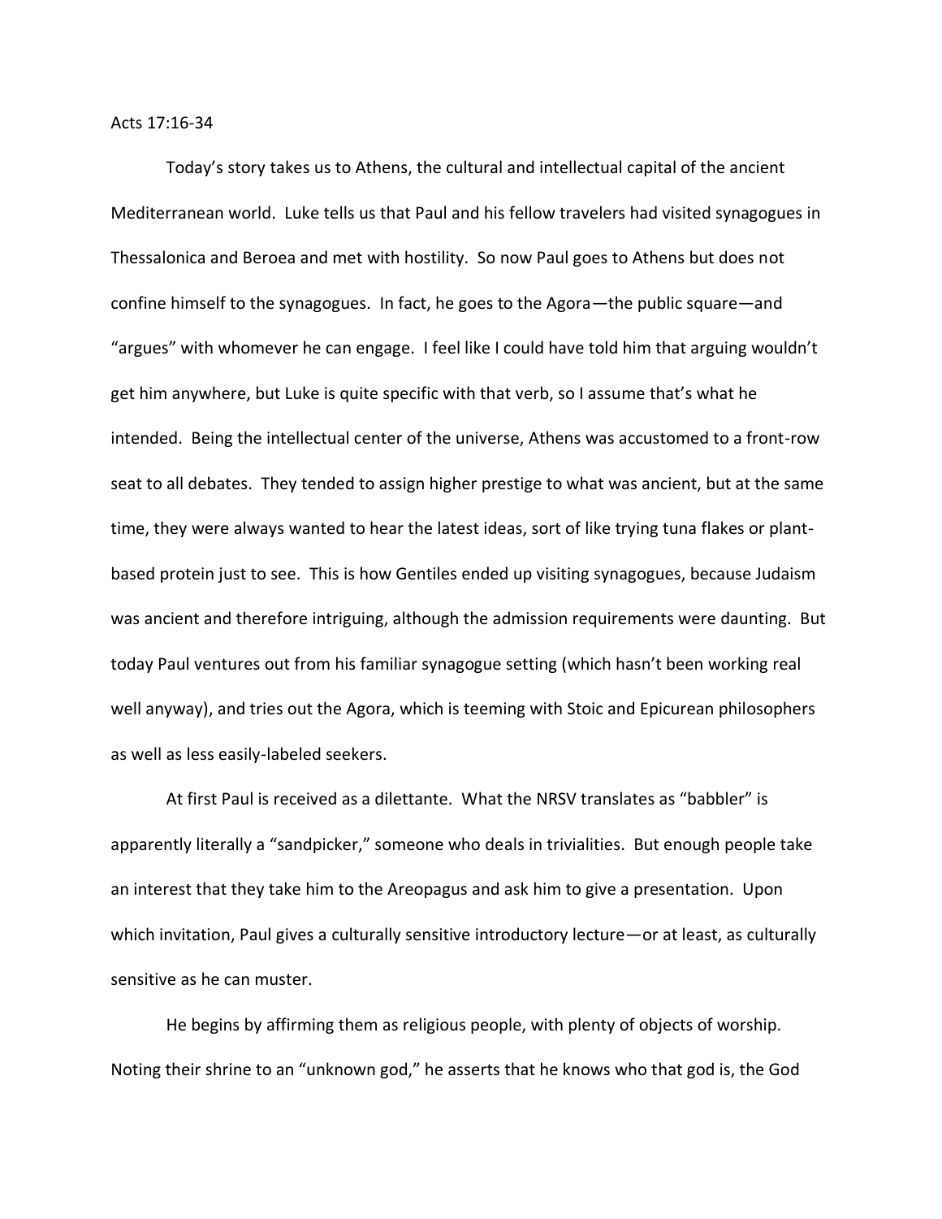Acts 17:16-34

Today's story takes us to Athens, the cultural and intellectual capital of the ancient Mediterranean world. Luke tells us that Paul and his fellow travelers had visited synagogues in Thessalonica and Beroea and met with hostility. So now Paul goes to Athens but does not confine himself to the synagogues. In fact, he goes to the Agora—the public square—and "argues" with whomever he can engage. I feel like I could have told him that arguing wouldn't get him anywhere, but Luke is quite specific with that verb, so I assume that's what he intended. Being the intellectual center of the universe, Athens was accustomed to a front-row seat to all debates. They tended to assign higher prestige to what was ancient, but at the same time, they were always wanted to hear the latest ideas, sort of like trying tuna flakes or plant-based protein just to see. This is how Gentiles ended up visiting synagogues, because Judaism was ancient and therefore intriguing, although the admission requirements were daunting. But today Paul ventures out from his familiar synagogue setting (which hasn't been working real well anyway), and tries out the Agora, which is teeming with Stoic and Epicurean philosophers as well as less easily-labeled seekers.

At first Paul is received as a dilettante. What the NRSV translates as "babbler" is apparently literally a "sandpicker," someone who deals in trivialities. But enough people take an interest that they take him to the Areopagus and ask him to give a presentation. Upon which invitation, Paul gives a culturally sensitive introductory lecture—or at least, as culturally sensitive as he can muster.

He begins by affirming them as religious people, with plenty of objects of worship. Noting their shrine to an "unknown god," he asserts that he knows who that god is, the God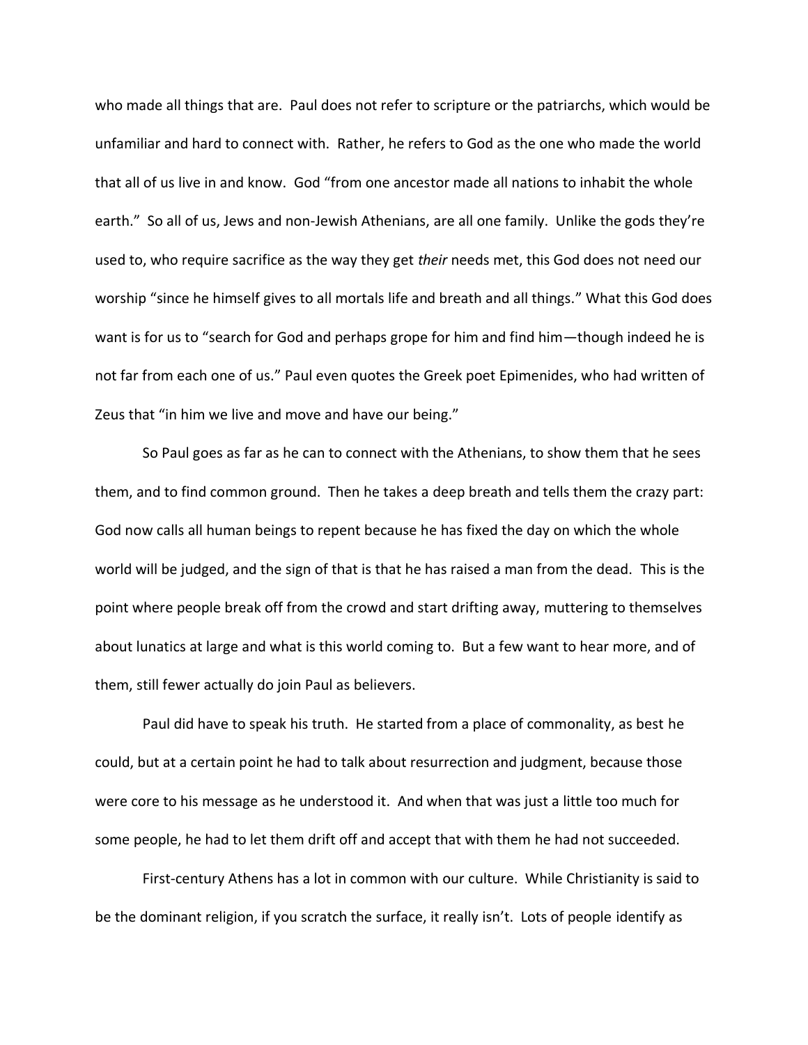who made all things that are. Paul does not refer to scripture or the patriarchs, which would be unfamiliar and hard to connect with. Rather, he refers to God as the one who made the world that all of us live in and know. God "from one ancestor made all nations to inhabit the whole earth." So all of us, Jews and non-Jewish Athenians, are all one family. Unlike the gods they're used to, who require sacrifice as the way they get *their* needs met, this God does not need our worship "since he himself gives to all mortals life and breath and all things." What this God does want is for us to "search for God and perhaps grope for him and find him—though indeed he is not far from each one of us." Paul even quotes the Greek poet Epimenides, who had written of Zeus that "in him we live and move and have our being."

So Paul goes as far as he can to connect with the Athenians, to show them that he sees them, and to find common ground. Then he takes a deep breath and tells them the crazy part: God now calls all human beings to repent because he has fixed the day on which the whole world will be judged, and the sign of that is that he has raised a man from the dead. This is the point where people break off from the crowd and start drifting away, muttering to themselves about lunatics at large and what is this world coming to. But a few want to hear more, and of them, still fewer actually do join Paul as believers.

Paul did have to speak his truth. He started from a place of commonality, as best he could, but at a certain point he had to talk about resurrection and judgment, because those were core to his message as he understood it. And when that was just a little too much for some people, he had to let them drift off and accept that with them he had not succeeded.

First-century Athens has a lot in common with our culture. While Christianity is said to be the dominant religion, if you scratch the surface, it really isn't. Lots of people identify as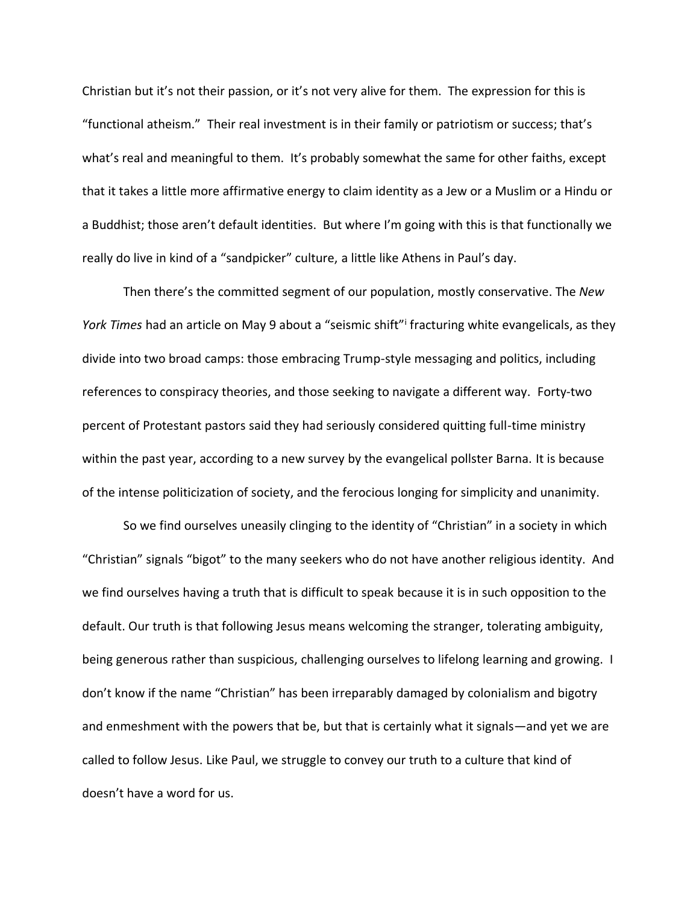Christian but it's not their passion, or it's not very alive for them. The expression for this is "functional atheism." Their real investment is in their family or patriotism or success; that's what's real and meaningful to them. It's probably somewhat the same for other faiths, except that it takes a little more affirmative energy to claim identity as a Jew or a Muslim or a Hindu or a Buddhist; those aren't default identities. But where I'm going with this is that functionally we really do live in kind of a "sandpicker" culture, a little like Athens in Paul's day.

Then there's the committed segment of our population, mostly conservative. The *New York Times* had an article on May 9 about a "seismic shift"[i] fracturing white evangelicals, as they divide into two broad camps: those embracing Trump-style messaging and politics, including references to conspiracy theories, and those seeking to navigate a different way. Forty-two percent of Protestant pastors said they had seriously considered quitting full-time ministry within the past year, according to a new survey by the evangelical pollster Barna. It is because of the intense politicization of society, and the ferocious longing for simplicity and unanimity.

So we find ourselves uneasily clinging to the identity of "Christian" in a society in which "Christian" signals "bigot" to the many seekers who do not have another religious identity. And we find ourselves having a truth that is difficult to speak because it is in such opposition to the default. Our truth is that following Jesus means welcoming the stranger, tolerating ambiguity, being generous rather than suspicious, challenging ourselves to lifelong learning and growing. I don't know if the name "Christian" has been irreparably damaged by colonialism and bigotry and enmeshment with the powers that be, but that is certainly what it signals—and yet we are called to follow Jesus. Like Paul, we struggle to convey our truth to a culture that kind of doesn't have a word for us.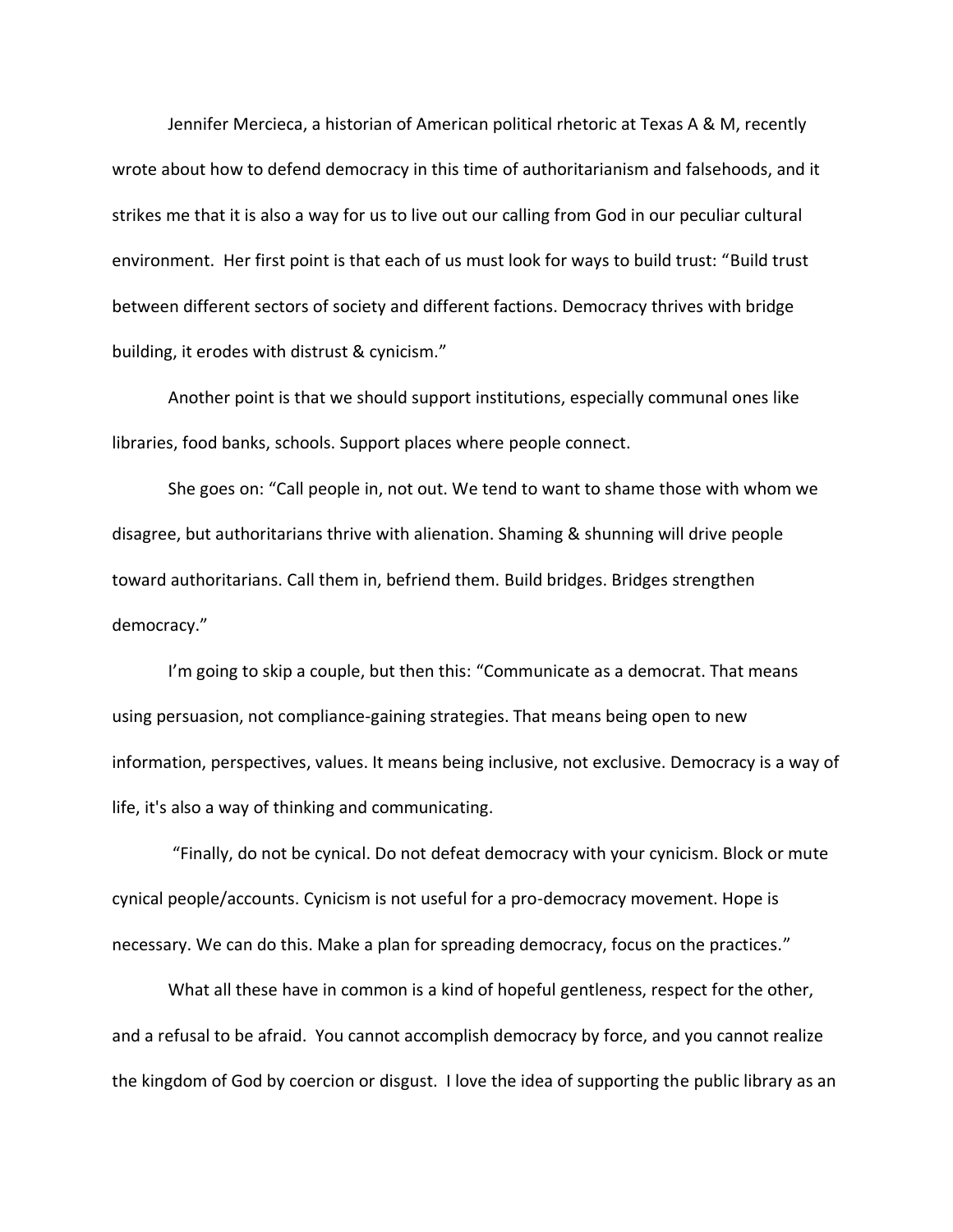Jennifer Mercieca, a historian of American political rhetoric at Texas A & M, recently wrote about how to defend democracy in this time of authoritarianism and falsehoods, and it strikes me that it is also a way for us to live out our calling from God in our peculiar cultural environment. Her first point is that each of us must look for ways to build trust: "Build trust between different sectors of society and different factions. Democracy thrives with bridge building, it erodes with distrust & cynicism."

Another point is that we should support institutions, especially communal ones like libraries, food banks, schools. Support places where people connect.

She goes on: "Call people in, not out. We tend to want to shame those with whom we disagree, but authoritarians thrive with alienation. Shaming & shunning will drive people toward authoritarians. Call them in, befriend them. Build bridges. Bridges strengthen democracy."

I'm going to skip a couple, but then this: "Communicate as a democrat. That means using persuasion, not compliance-gaining strategies. That means being open to new information, perspectives, values. It means being inclusive, not exclusive. Democracy is a way of life, it's also a way of thinking and communicating.

"Finally, do not be cynical. Do not defeat democracy with your cynicism. Block or mute cynical people/accounts. Cynicism is not useful for a pro-democracy movement. Hope is necessary. We can do this. Make a plan for spreading democracy, focus on the practices."

What all these have in common is a kind of hopeful gentleness, respect for the other, and a refusal to be afraid. You cannot accomplish democracy by force, and you cannot realize the kingdom of God by coercion or disgust. I love the idea of supporting the public library as an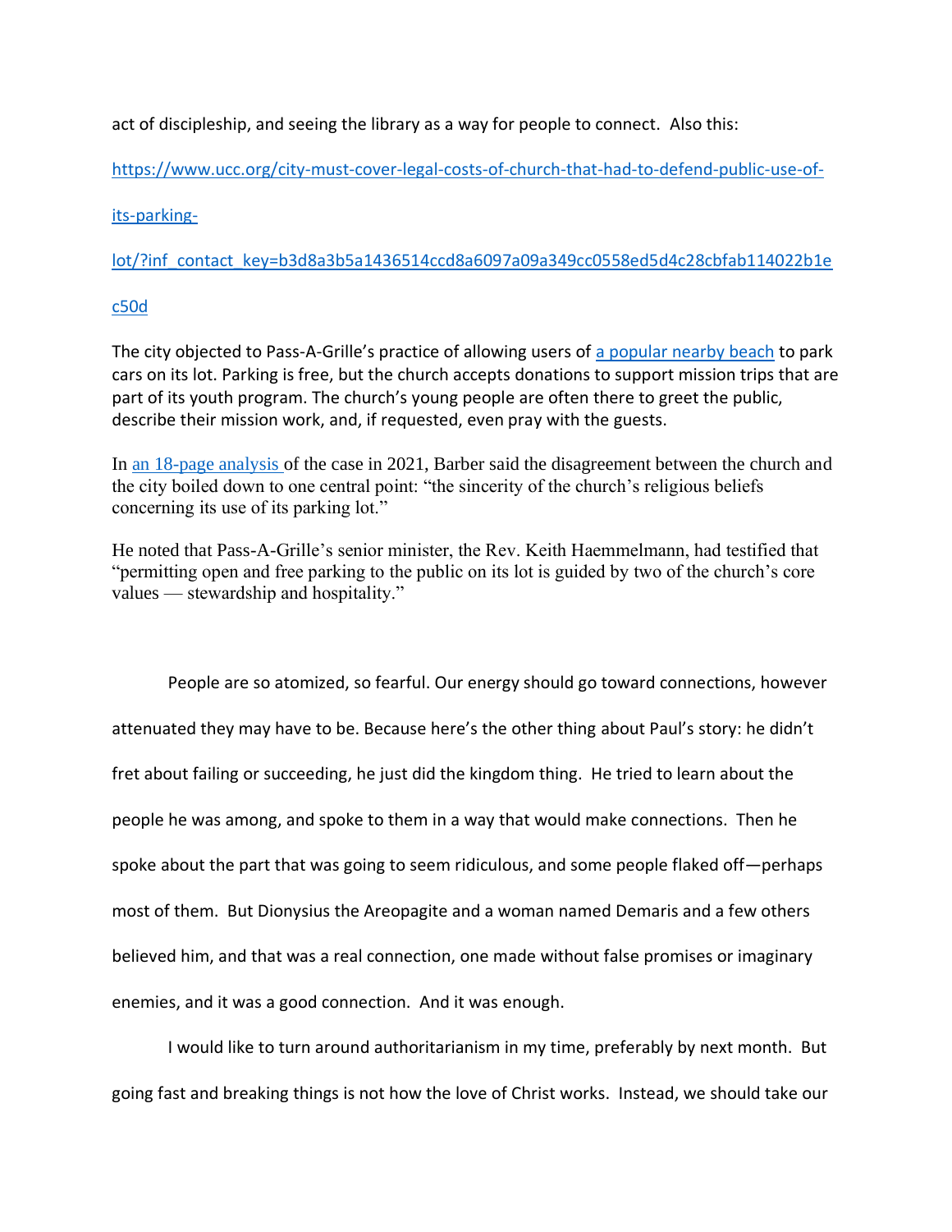act of discipleship, and seeing the library as a way for people to connect. Also this:

[https://www.ucc.org/city-must-cover-legal-costs-of-church-that-had-to-defend-public-use-of-its-parking-lot/?inf_contact_key=b3d8a3b5a1436514ccd8a6097a09a349cc0558ed5d4c28cbfab114022b1ec50d](https://www.ucc.org/city-must-cover-legal-costs-of-church-that-had-to-defend-public-use-of-its-parking-lot/?inf_contact_key=b3d8a3b5a1436514ccd8a6097a09a349cc0558ed5d4c28cbfab114022b1ec50d)

The city objected to Pass-A-Grille's practice of allowing users of a popular nearby beach to park cars on its lot. Parking is free, but the church accepts donations to support mission trips that are part of its youth program. The church's young people are often there to greet the public, describe their mission work, and, if requested, even pray with the guests.

In an 18-page analysis of the case in 2021, Barber said the disagreement between the church and the city boiled down to one central point: "the sincerity of the church's religious beliefs concerning its use of its parking lot."

He noted that Pass-A-Grille's senior minister, the Rev. Keith Haemmelmann, had testified that "permitting open and free parking to the public on its lot is guided by two of the church's core values — stewardship and hospitality."

People are so atomized, so fearful. Our energy should go toward connections, however attenuated they may have to be. Because here's the other thing about Paul's story: he didn't fret about failing or succeeding, he just did the kingdom thing. He tried to learn about the people he was among, and spoke to them in a way that would make connections. Then he spoke about the part that was going to seem ridiculous, and some people flaked off—perhaps most of them. But Dionysius the Areopagite and a woman named Demaris and a few others believed him, and that was a real connection, one made without false promises or imaginary enemies, and it was a good connection. And it was enough.

I would like to turn around authoritarianism in my time, preferably by next month. But going fast and breaking things is not how the love of Christ works. Instead, we should take our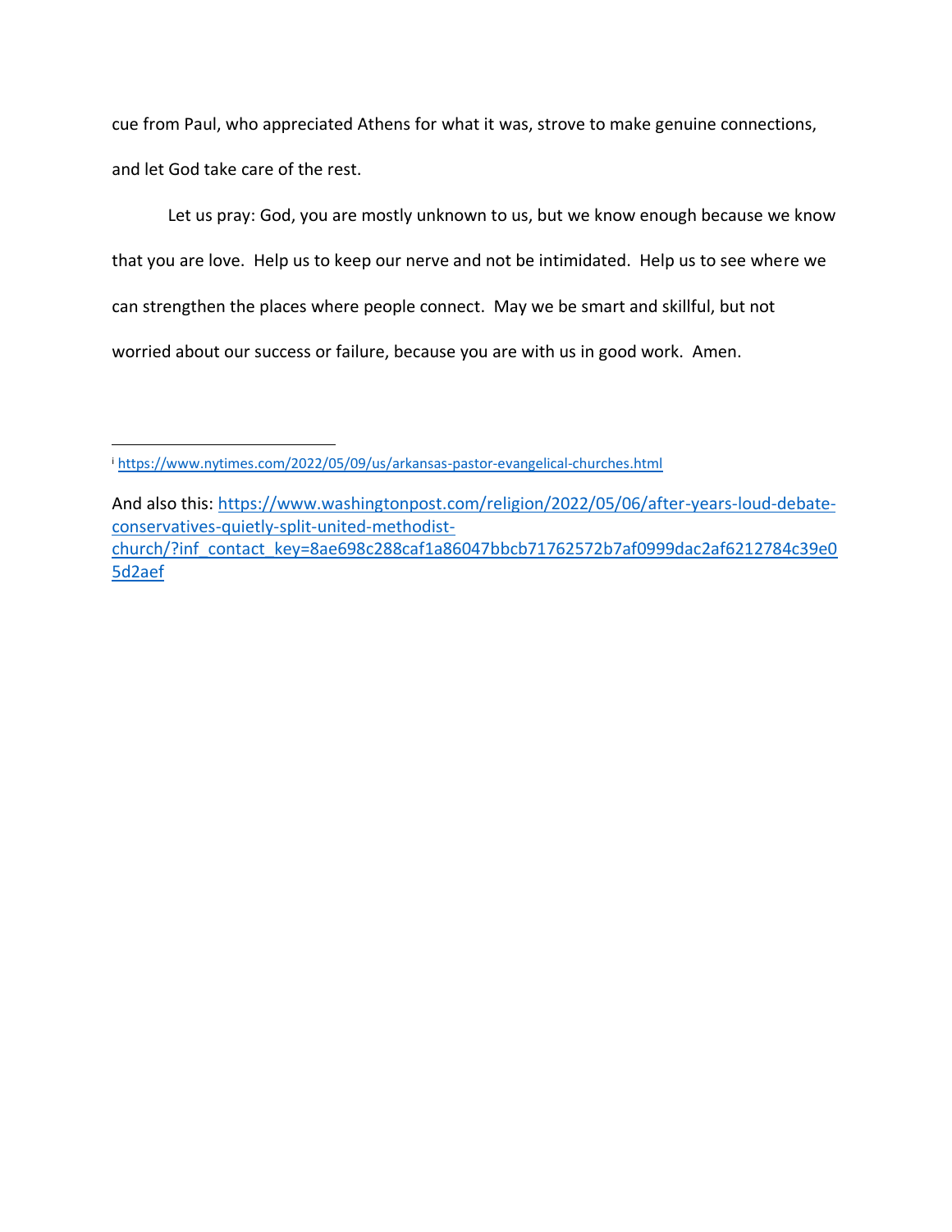cue from Paul, who appreciated Athens for what it was, strove to make genuine connections, and let God take care of the rest.

Let us pray: God, you are mostly unknown to us, but we know enough because we know that you are love. Help us to keep our nerve and not be intimidated. Help us to see where we can strengthen the places where people connect. May we be smart and skillful, but not worried about our success or failure, because you are with us in good work. Amen.

---

[i] https://www.nytimes.com/2022/05/09/us/arkansas-pastor-evangelical-churches.html

And also this: https://www.washingtonpost.com/religion/2022/05/06/after-years-loud-debate-conservatives-quietly-split-united-methodist-church/?inf_contact_key=8ae698c288caf1a86047bbcb71762572b7af0999dac2af6212784c39e05d2aef